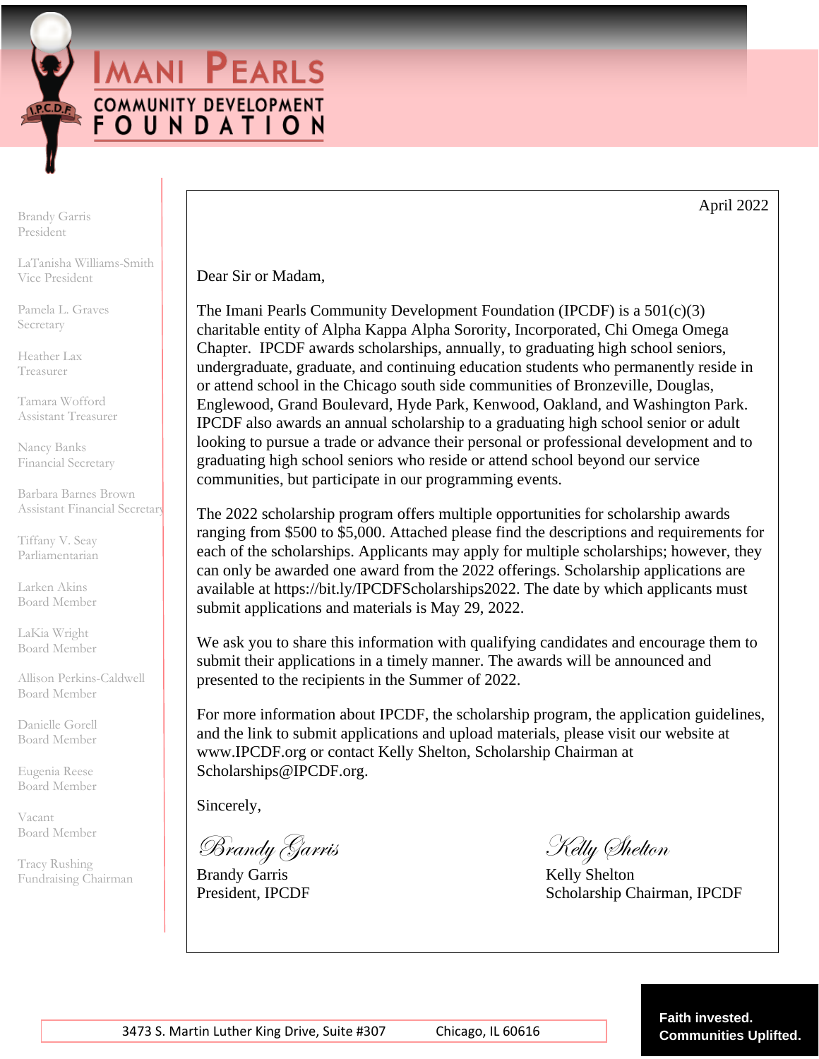# IMANI PEARLS COMMUNITY DEVELOPMENT FOUNDATION

I.P.C.D.F.

Brandy Garris
President

LaTanisha Williams-Smith
Vice President

Pamela L. Graves
Secretary

Heather Lax
Treasurer

Tamara Wofford
Assistant Treasurer

Nancy Banks
Financial Secretary

Barbara Barnes Brown
Assistant Financial Secretary

Tiffany V. Seay
Parliamentarian

Larken Akins
Board Member

LaKia Wright
Board Member

Allison Perkins-Caldwell
Board Member

Danielle Gorell
Board Member

Eugenia Reese
Board Member

Vacant
Board Member

Tracy Rushing
Fundraising Chairman

April 2022

Dear Sir or Madam,

The Imani Pearls Community Development Foundation (IPCDF) is a 501(c)(3) charitable entity of Alpha Kappa Alpha Sorority, Incorporated, Chi Omega Omega Chapter. IPCDF awards scholarships, annually, to graduating high school seniors, undergraduate, graduate, and continuing education students who permanently reside in or attend school in the Chicago south side communities of Bronzeville, Douglas, Englewood, Grand Boulevard, Hyde Park, Kenwood, Oakland, and Washington Park. IPCDF also awards an annual scholarship to a graduating high school senior or adult looking to pursue a trade or advance their personal or professional development and to graduating high school seniors who reside or attend school beyond our service communities, but participate in our programming events.

The 2022 scholarship program offers multiple opportunities for scholarship awards ranging from $500 to $5,000. Attached please find the descriptions and requirements for each of the scholarships. Applicants may apply for multiple scholarships; however, they can only be awarded one award from the 2022 offerings. Scholarship applications are available at https://bit.ly/IPCDFScholarships2022. The date by which applicants must submit applications and materials is May 29, 2022.

We ask you to share this information with qualifying candidates and encourage them to submit their applications in a timely manner. The awards will be announced and presented to the recipients in the Summer of 2022.

For more information about IPCDF, the scholarship program, the application guidelines, and the link to submit applications and upload materials, please visit our website at www.IPCDF.org or contact Kelly Shelton, Scholarship Chairman at Scholarships@IPCDF.org.

Sincerely,

*Brandy Garris*
Brandy Garris
President, IPCDF

*Kelly Shelton*
Kelly Shelton
Scholarship Chairman, IPCDF

3473 S. Martin Luther King Drive, Suite #307 Chicago, IL 60616

**Faith invested. Communities Uplifted.**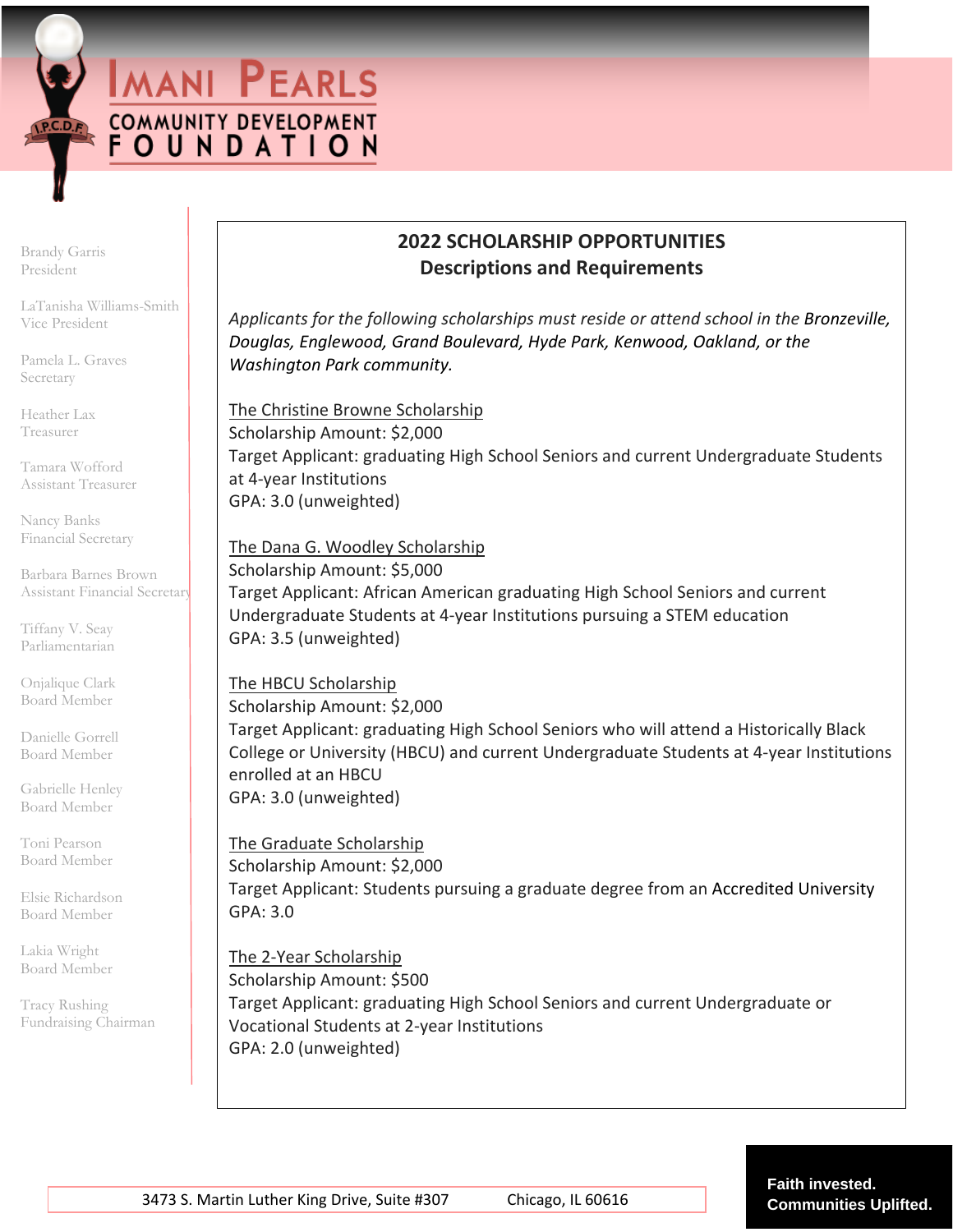# IMANI PEARLS COMMUNITY DEVELOPMENT FOUNDATION

Brandy Garris
President

LaTanisha Williams-Smith
Vice President

Pamela L. Graves
Secretary

Heather Lax
Treasurer

Tamara Wofford
Assistant Treasurer

Nancy Banks
Financial Secretary

Barbara Barnes Brown
Assistant Financial Secretary

Tiffany V. Seay
Parliamentarian

Onjalique Clark
Board Member

Danielle Gorrell
Board Member

Gabrielle Henley
Board Member

Toni Pearson
Board Member

Elsie Richardson
Board Member

Lakia Wright
Board Member

Tracy Rushing
Fundraising Chairman

## 2022 SCHOLARSHIP OPPORTUNITIES
## Descriptions and Requirements

*Applicants for the following scholarships must reside or attend school in the Bronzeville, Douglas, Englewood, Grand Boulevard, Hyde Park, Kenwood, Oakland, or the Washington Park community.*

The Christine Browne Scholarship
Scholarship Amount: $2,000
Target Applicant: graduating High School Seniors and current Undergraduate Students at 4-year Institutions
GPA: 3.0 (unweighted)

The Dana G. Woodley Scholarship
Scholarship Amount: $5,000
Target Applicant: African American graduating High School Seniors and current Undergraduate Students at 4-year Institutions pursuing a STEM education
GPA: 3.5 (unweighted)

The HBCU Scholarship
Scholarship Amount: $2,000
Target Applicant: graduating High School Seniors who will attend a Historically Black College or University (HBCU) and current Undergraduate Students at 4-year Institutions enrolled at an HBCU
GPA: 3.0 (unweighted)

The Graduate Scholarship
Scholarship Amount: $2,000
Target Applicant: Students pursuing a graduate degree from an Accredited University
GPA: 3.0

The 2-Year Scholarship
Scholarship Amount: $500
Target Applicant: graduating High School Seniors and current Undergraduate or Vocational Students at 2-year Institutions
GPA: 2.0 (unweighted)

3473 S. Martin Luther King Drive, Suite #307 Chicago, IL 60616

**Faith invested. Communities Uplifted.**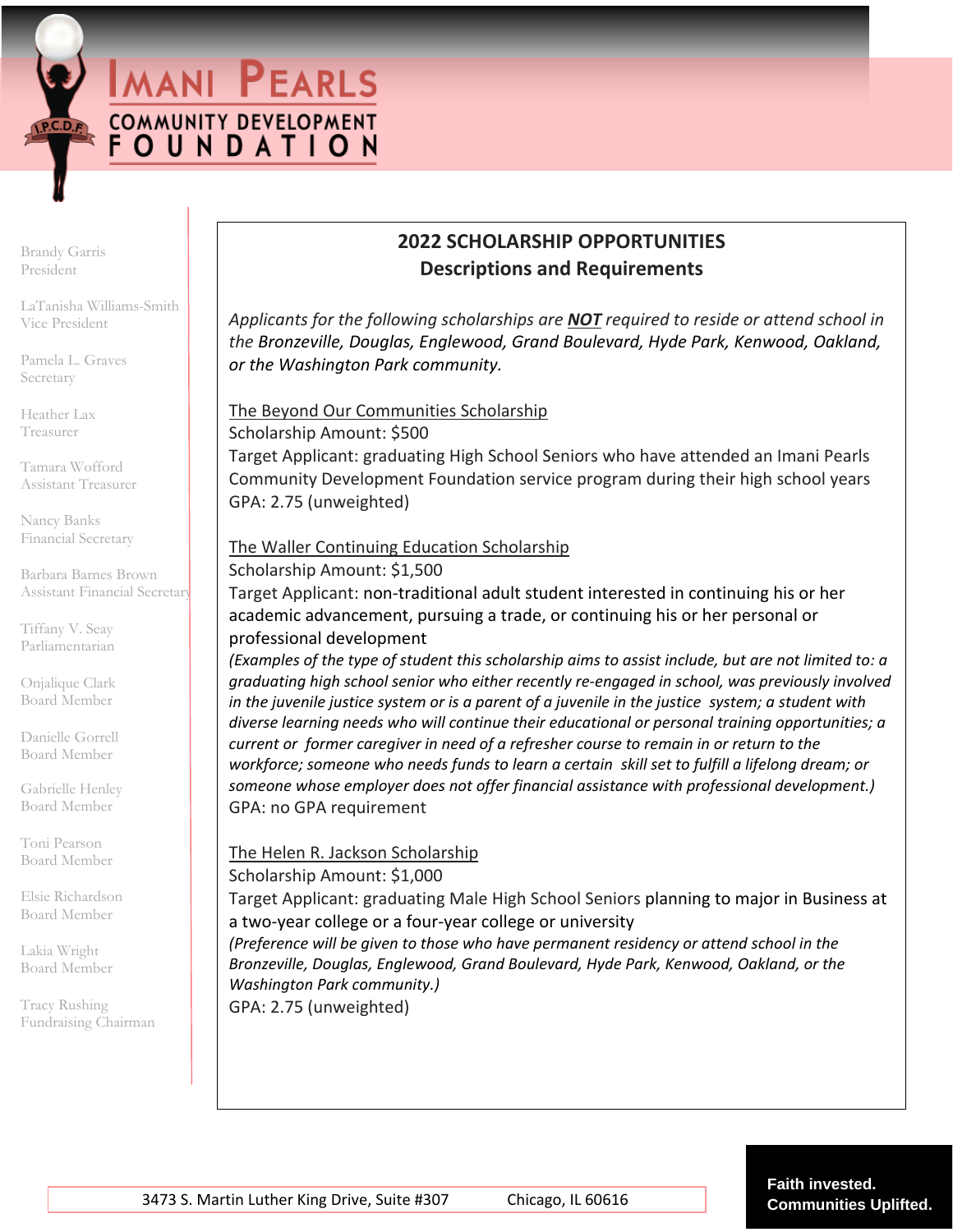# Imani Pearls Community Development Foundation

Brandy Garris
President

LaTanisha Williams-Smith
Vice President

Pamela L. Graves
Secretary

Heather Lax
Treasurer

Tamara Wofford
Assistant Treasurer

Nancy Banks
Financial Secretary

Barbara Barnes Brown
Assistant Financial Secretary

Tiffany V. Seay
Parliamentarian

Onjalique Clark
Board Member

Danielle Gorrell
Board Member

Gabrielle Henley
Board Member

Toni Pearson
Board Member

Elsie Richardson
Board Member

Lakia Wright
Board Member

Tracy Rushing
Fundraising Chairman

## 2022 SCHOLARSHIP OPPORTUNITIES
## Descriptions and Requirements

*Applicants for the following scholarships are **NOT** required to reside or attend school in the Bronzeville, Douglas, Englewood, Grand Boulevard, Hyde Park, Kenwood, Oakland, or the Washington Park community.*

The Beyond Our Communities Scholarship
Scholarship Amount: $500
Target Applicant: graduating High School Seniors who have attended an Imani Pearls Community Development Foundation service program during their high school years
GPA: 2.75 (unweighted)

The Waller Continuing Education Scholarship
Scholarship Amount: $1,500
Target Applicant: non-traditional adult student interested in continuing his or her academic advancement, pursuing a trade, or continuing his or her personal or professional development
*(Examples of the type of student this scholarship aims to assist include, but are not limited to: a graduating high school senior who either recently re-engaged in school, was previously involved in the juvenile justice system or is a parent of a juvenile in the justice system; a student with diverse learning needs who will continue their educational or personal training opportunities; a current or former caregiver in need of a refresher course to remain in or return to the workforce; someone who needs funds to learn a certain skill set to fulfill a lifelong dream; or someone whose employer does not offer financial assistance with professional development.)*
GPA: no GPA requirement

The Helen R. Jackson Scholarship
Scholarship Amount: $1,000
Target Applicant: graduating Male High School Seniors planning to major in Business at a two-year college or a four-year college or university
*(Preference will be given to those who have permanent residency or attend school in the Bronzeville, Douglas, Englewood, Grand Boulevard, Hyde Park, Kenwood, Oakland, or the Washington Park community.)*
GPA: 2.75 (unweighted)

3473 S. Martin Luther King Drive, Suite #307 Chicago, IL 60616

**Faith invested. Communities Uplifted.**